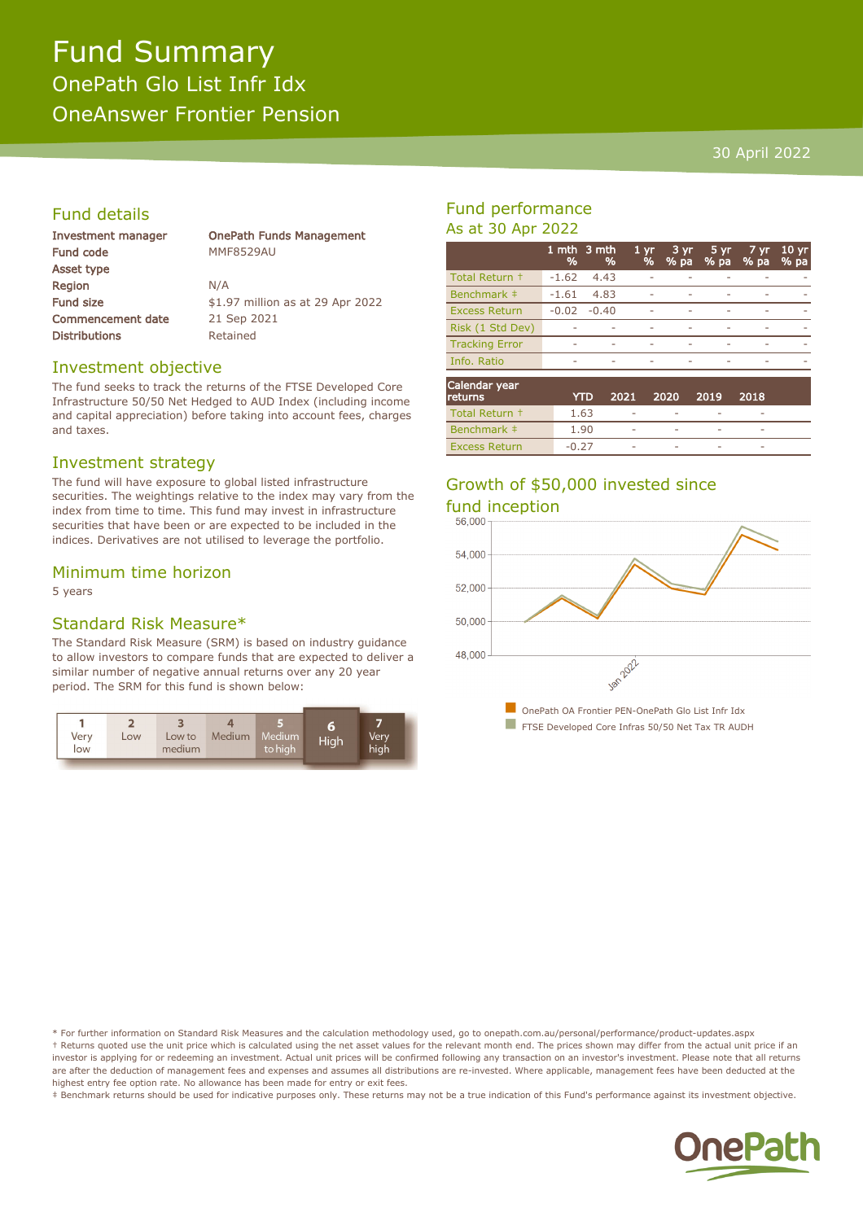# Fund Summary

## OnePath Glo List Infr Idx

## OneAnswer Frontier Pension

30 April 2022

## Fund details

| | |
|---|---|
| **Investment manager** | **OnePath Funds Management** |
| **Fund code** | MMF8529AU |
| **Asset type** | |
| **Region** | N/A |
| **Fund size** | $1.97 million as at 29 Apr 2022 |
| **Commencement date** | 21 Sep 2021 |
| **Distributions** | Retained |

## Investment objective

The fund seeks to track the returns of the FTSE Developed Core Infrastructure 50/50 Net Hedged to AUD Index (including income and capital appreciation) before taking into account fees, charges and taxes.

## Investment strategy

The fund will have exposure to global listed infrastructure securities. The weightings relative to the index may vary from the index from time to time. This fund may invest in infrastructure securities that have been or are expected to be included in the indices. Derivatives are not utilised to leverage the portfolio.

## Minimum time horizon

5 years

## Standard Risk Measure*

The Standard Risk Measure (SRM) is based on industry guidance to allow investors to compare funds that are expected to deliver a similar number of negative annual returns over any 20 year period. The SRM for this fund is shown below:

| 1 Very low | 2 Low | 3 Low to medium | 4 Medium | 5 Medium to high | **6 High** | 7 Very high |
|---|---|---|---|---|---|---|

## Fund performance

### As at 30 Apr 2022

| | 1 mth % | 3 mth % | 1 yr % | 3 yr % pa | 5 yr % pa | 7 yr % pa | 10 yr % pa |
|---|---|---|---|---|---|---|---|
| Total Return † | -1.62 | 4.43 | - | - | - | - | - |
| Benchmark ‡ | -1.61 | 4.83 | - | - | - | - | - |
| Excess Return | -0.02 | -0.40 | - | - | - | - | - |
| Risk (1 Std Dev) | - | - | - | - | - | - | - |
| Tracking Error | - | - | - | - | - | - | - |
| Info. Ratio | - | - | - | - | - | - | - |

| Calendar year returns | YTD | 2021 | 2020 | 2019 | 2018 |
|---|---|---|---|---|---|
| Total Return † | 1.63 | - | - | - | - |
| Benchmark ‡ | 1.90 | - | - | - | - |
| Excess Return | -0.27 | - | - | - | - |

## Growth of $50,000 invested since fund inception

- OnePath OA Frontier PEN-OnePath Glo List Infr Idx
- FTSE Developed Core Infras 50/50 Net Tax TR AUDH

\* For further information on Standard Risk Measures and the calculation methodology used, go to onepath.com.au/personal/performance/product-updates.aspx

† Returns quoted use the unit price which is calculated using the net asset values for the relevant month end. The prices shown may differ from the actual unit price if an investor is applying for or redeeming an investment. Actual unit prices will be confirmed following any transaction on an investor's investment. Please note that all returns are after the deduction of management fees and expenses and assumes all distributions are re-invested. Where applicable, management fees have been deducted at the highest entry fee option rate. No allowance has been made for entry or exit fees.

‡ Benchmark returns should be used for indicative purposes only. These returns may not be a true indication of this Fund's performance against its investment objective.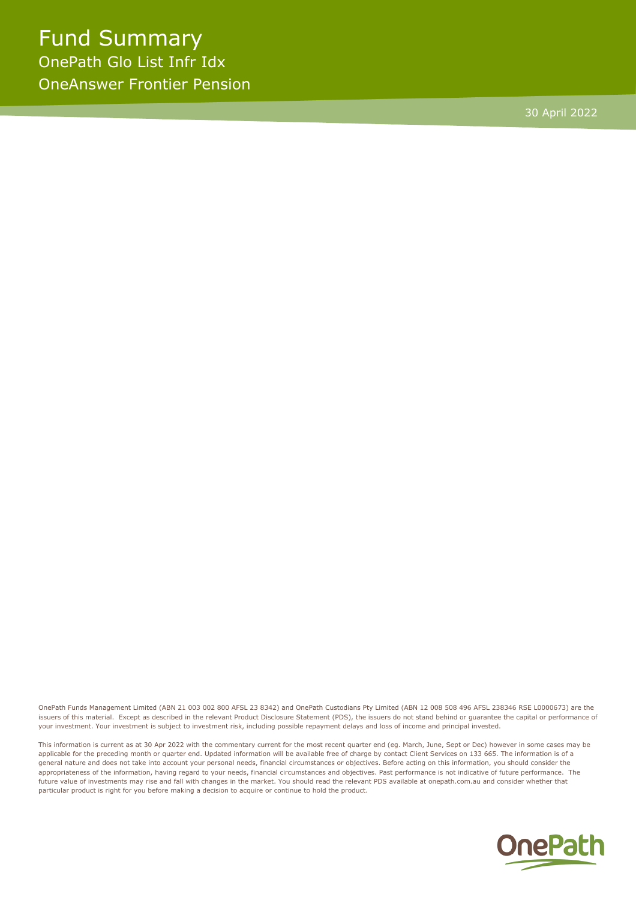# Fund Summary

## OnePath Glo List Infr Idx

## OneAnswer Frontier Pension

30 April 2022

OnePath Funds Management Limited (ABN 21 003 002 800 AFSL 23 8342) and OnePath Custodians Pty Limited (ABN 12 008 508 496 AFSL 238346 RSE L0000673) are the issuers of this material. Except as described in the relevant Product Disclosure Statement (PDS), the issuers do not stand behind or guarantee the capital or performance of your investment. Your investment is subject to investment risk, including possible repayment delays and loss of income and principal invested.

This information is current as at 30 Apr 2022 with the commentary current for the most recent quarter end (eg. March, June, Sept or Dec) however in some cases may be applicable for the preceding month or quarter end. Updated information will be available free of charge by contact Client Services on 133 665. The information is of a general nature and does not take into account your personal needs, financial circumstances or objectives. Before acting on this information, you should consider the appropriateness of the information, having regard to your needs, financial circumstances and objectives. Past performance is not indicative of future performance. The future value of investments may rise and fall with changes in the market. You should read the relevant PDS available at onepath.com.au and consider whether that particular product is right for you before making a decision to acquire or continue to hold the product.

OnePath